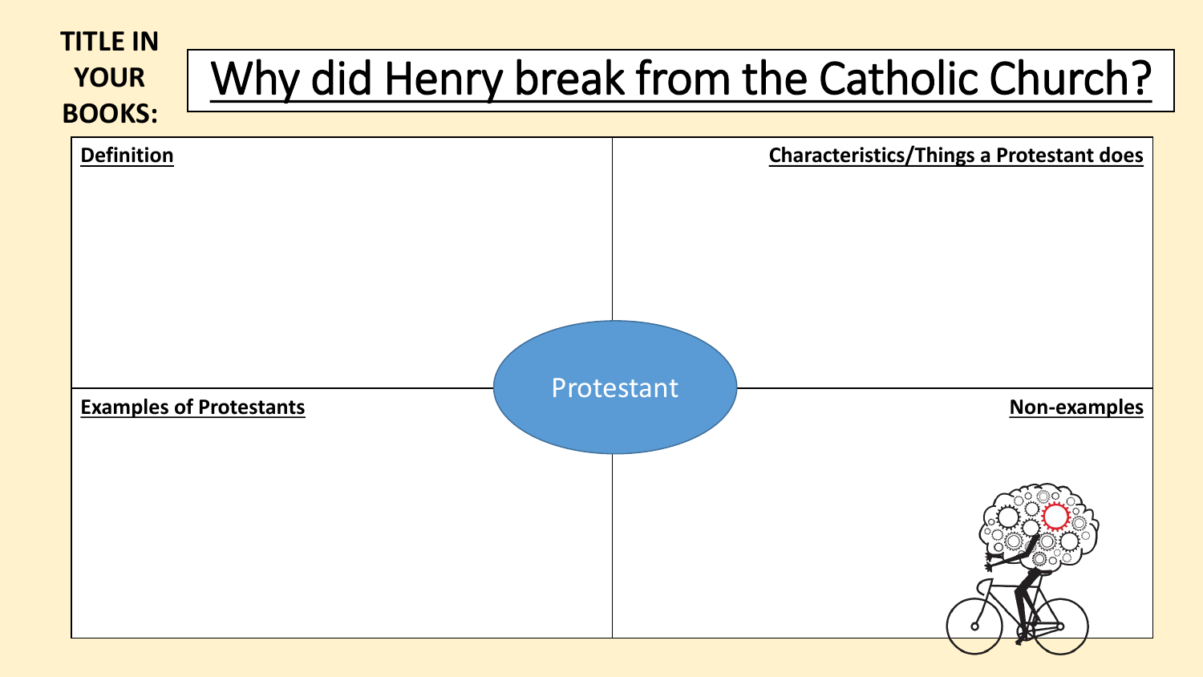**TITLE IN YOUR BOOKS:**

# Why did Henry break from the Catholic Church?

| **Definition** | **Characteristics/Things a Protestant does** |
| --- | --- |
| | |
| **Examples of Protestants** | **Non-examples** |
| | |

Protestant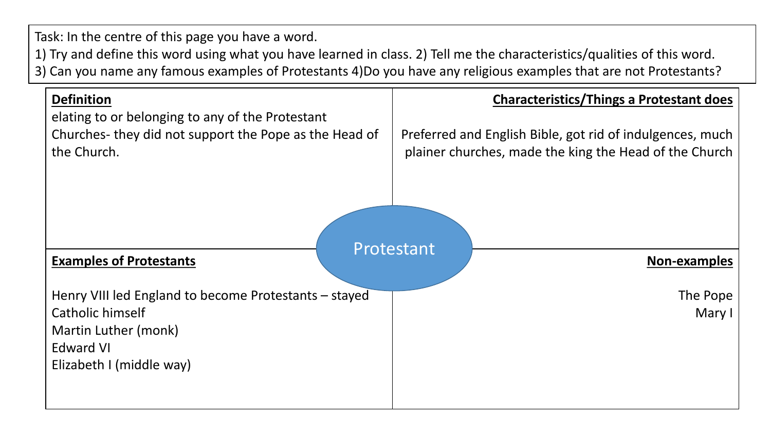Task: In the centre of this page you have a word.
1) Try and define this word using what you have learned in class. 2) Tell me the characteristics/qualities of this word.
3) Can you name any famous examples of Protestants 4)Do you have any religious examples that are not Protestants?

# Protestant

**Definition**

elating to or belonging to any of the Protestant Churches- they did not support the Pope as the Head of the Church.

**Characteristics/Things a Protestant does**

Preferred and English Bible, got rid of indulgences, much plainer churches, made the king the Head of the Church

**Examples of Protestants**

Henry VIII led England to become Protestants – stayed Catholic himself
Martin Luther (monk)
Edward VI
Elizabeth I (middle way)

**Non-examples**

The Pope
Mary I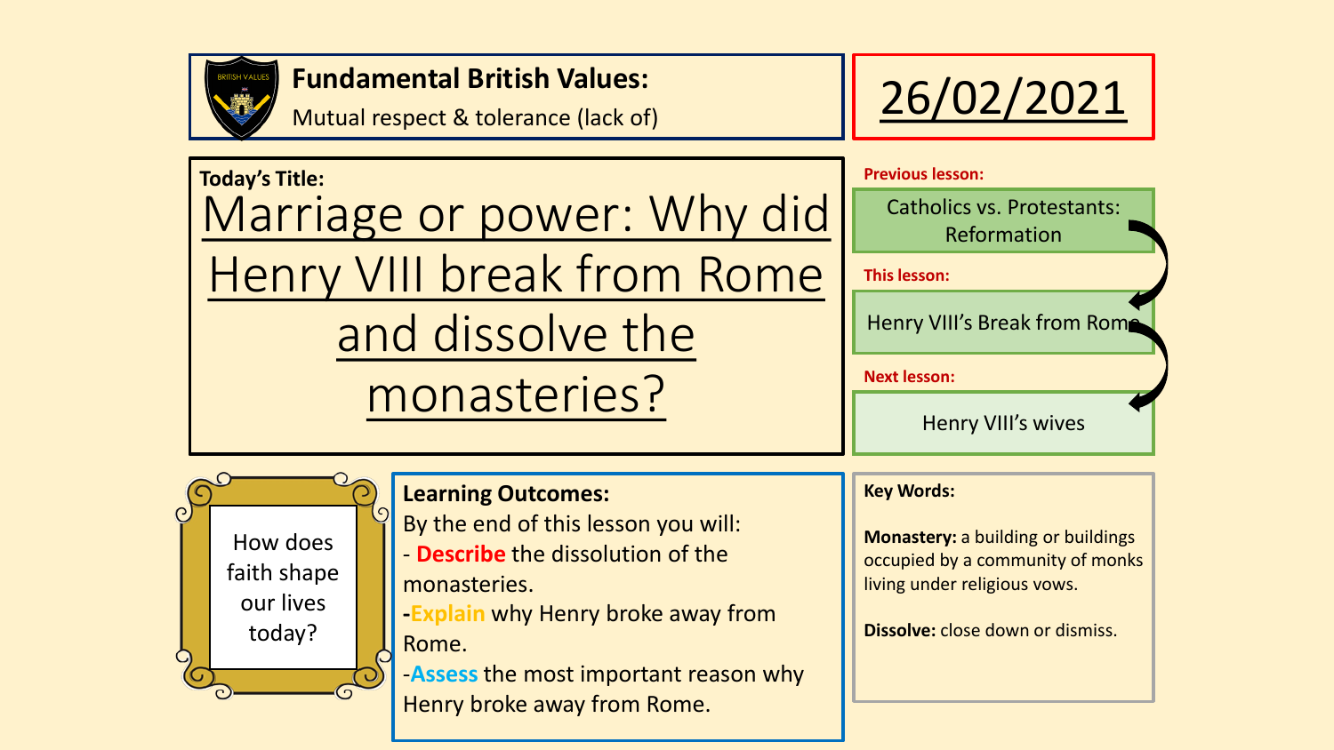**Fundamental British Values:**

Mutual respect & tolerance (lack of)

26/02/2021

**Today's Title:**

# Marriage or power: Why did Henry VIII break from Rome and dissolve the monasteries?

**Previous lesson:**

Catholics vs. Protestants: Reformation

**This lesson:**

Henry VIII's Break from Rome

**Next lesson:**

Henry VIII's wives

How does faith shape our lives today?

**Learning Outcomes:**

By the end of this lesson you will:

- **Describe** the dissolution of the monasteries.
- **Explain** why Henry broke away from Rome.
- **Assess** the most important reason why Henry broke away from Rome.

**Key Words:**

**Monastery:** a building or buildings occupied by a community of monks living under religious vows.

**Dissolve:** close down or dismiss.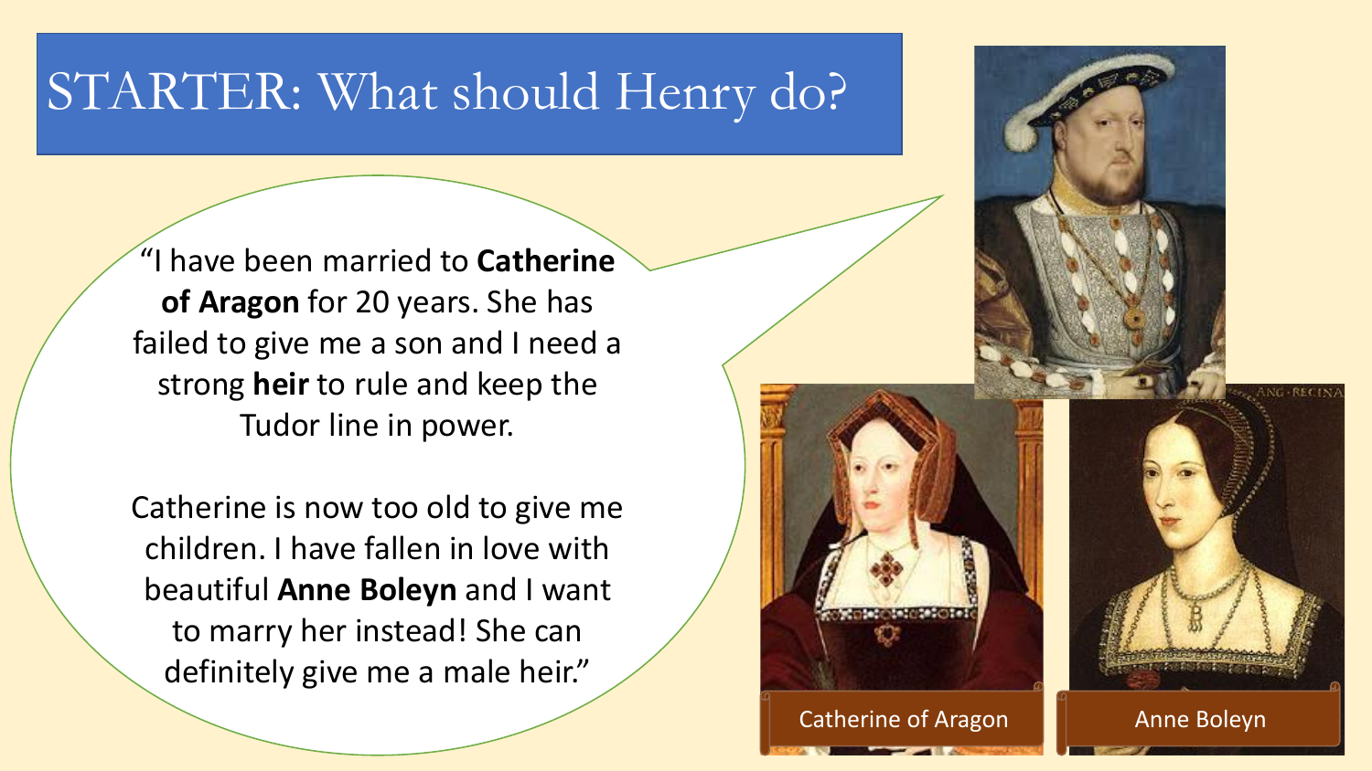# STARTER: What should Henry do?

"I have been married to **Catherine of Aragon** for 20 years. She has failed to give me a son and I need a strong **heir** to rule and keep the Tudor line in power.

Catherine is now too old to give me children. I have fallen in love with beautiful **Anne Boleyn** and I want to marry her instead! She can definitely give me a male heir."

Catherine of Aragon

Anne Boleyn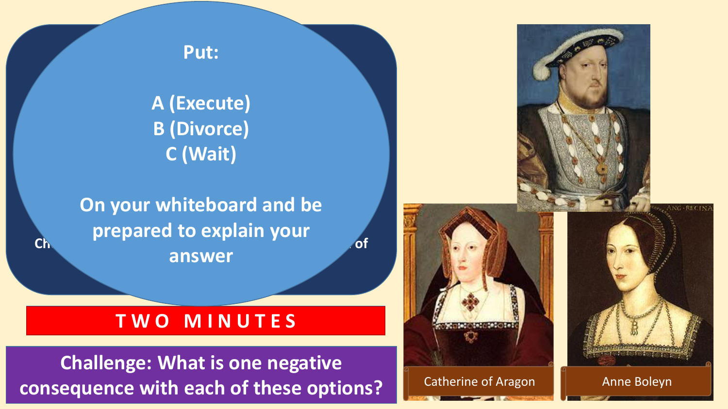Put:

A (Execute)
B (Divorce)
C (Wait)

On your whiteboard and be prepared to explain your answer

Ch… …of

**TWO MINUTES**

**Challenge: What is one negative consequence with each of these options?**

Catherine of Aragon

Anne Boleyn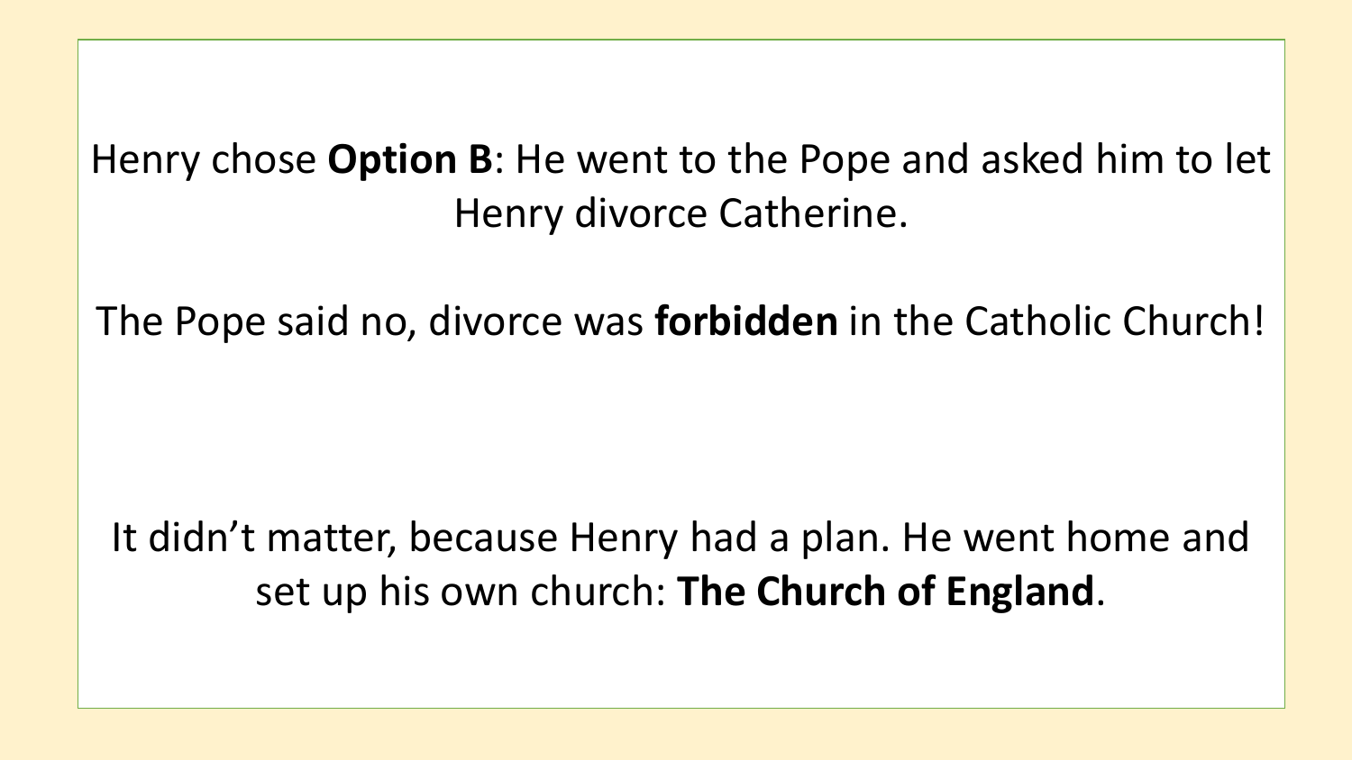Henry chose **Option B**: He went to the Pope and asked him to let Henry divorce Catherine.

The Pope said no, divorce was **forbidden** in the Catholic Church!

It didn't matter, because Henry had a plan. He went home and set up his own church: **The Church of England**.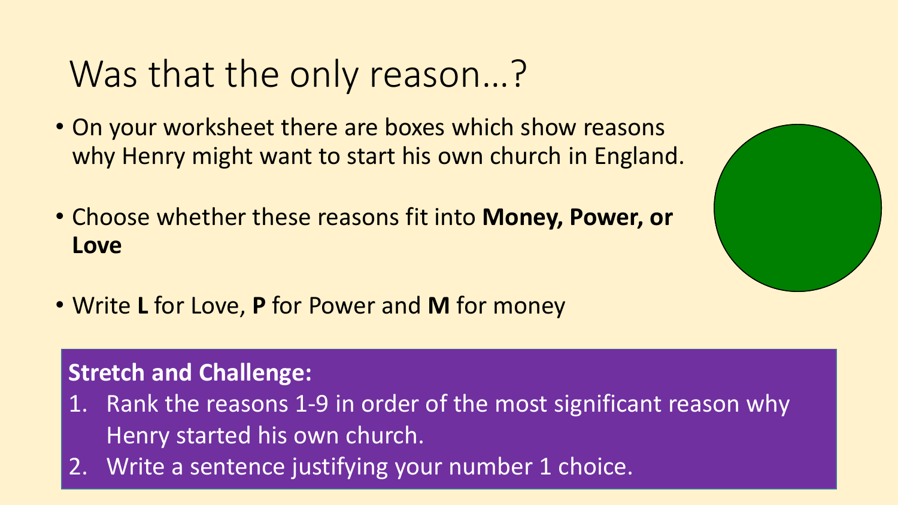# Was that the only reason…?

- On your worksheet there are boxes which show reasons why Henry might want to start his own church in England.
- Choose whether these reasons fit into **Money, Power, or Love**
- Write **L** for Love, **P** for Power and **M** for money

**Stretch and Challenge:**

1. Rank the reasons 1-9 in order of the most significant reason why Henry started his own church.
2. Write a sentence justifying your number 1 choice.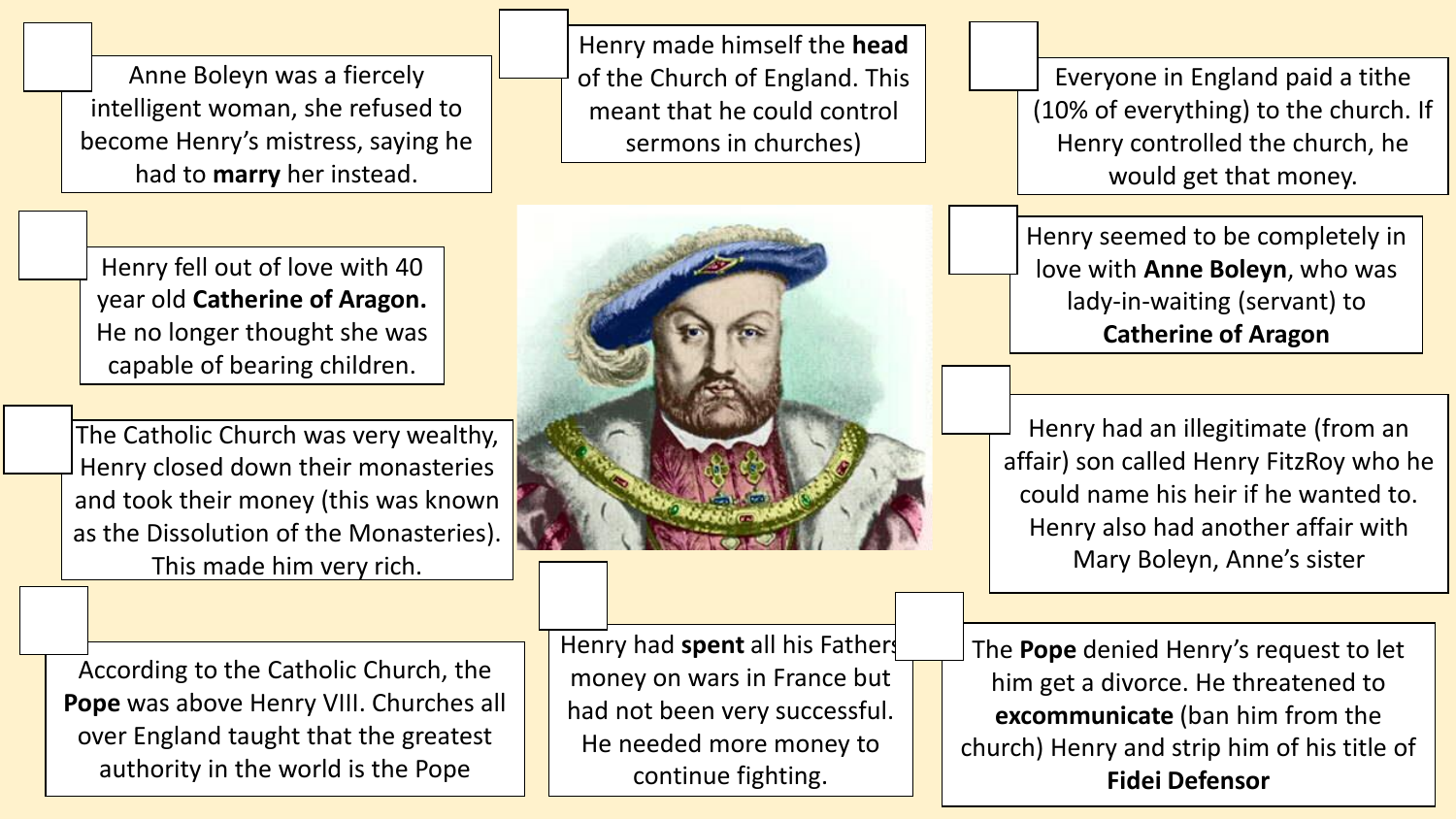Anne Boleyn was a fiercely intelligent woman, she refused to become Henry's mistress, saying he had to **marry** her instead.

Henry made himself the **head** of the Church of England. This meant that he could control sermons in churches)

Everyone in England paid a tithe (10% of everything) to the church. If Henry controlled the church, he would get that money.

Henry fell out of love with 40 year old **Catherine of Aragon.** He no longer thought she was capable of bearing children.

Henry seemed to be completely in love with **Anne Boleyn**, who was lady-in-waiting (servant) to **Catherine of Aragon**

The Catholic Church was very wealthy, Henry closed down their monasteries and took their money (this was known as the Dissolution of the Monasteries). This made him very rich.

Henry had an illegitimate (from an affair) son called Henry FitzRoy who he could name his heir if he wanted to. Henry also had another affair with Mary Boleyn, Anne's sister

According to the Catholic Church, the **Pope** was above Henry VIII. Churches all over England taught that the greatest authority in the world is the Pope

Henry had **spent** all his Fathers money on wars in France but had not been very successful. He needed more money to continue fighting.

The **Pope** denied Henry's request to let him get a divorce. He threatened to **excommunicate** (ban him from the church) Henry and strip him of his title of **Fidei Defensor**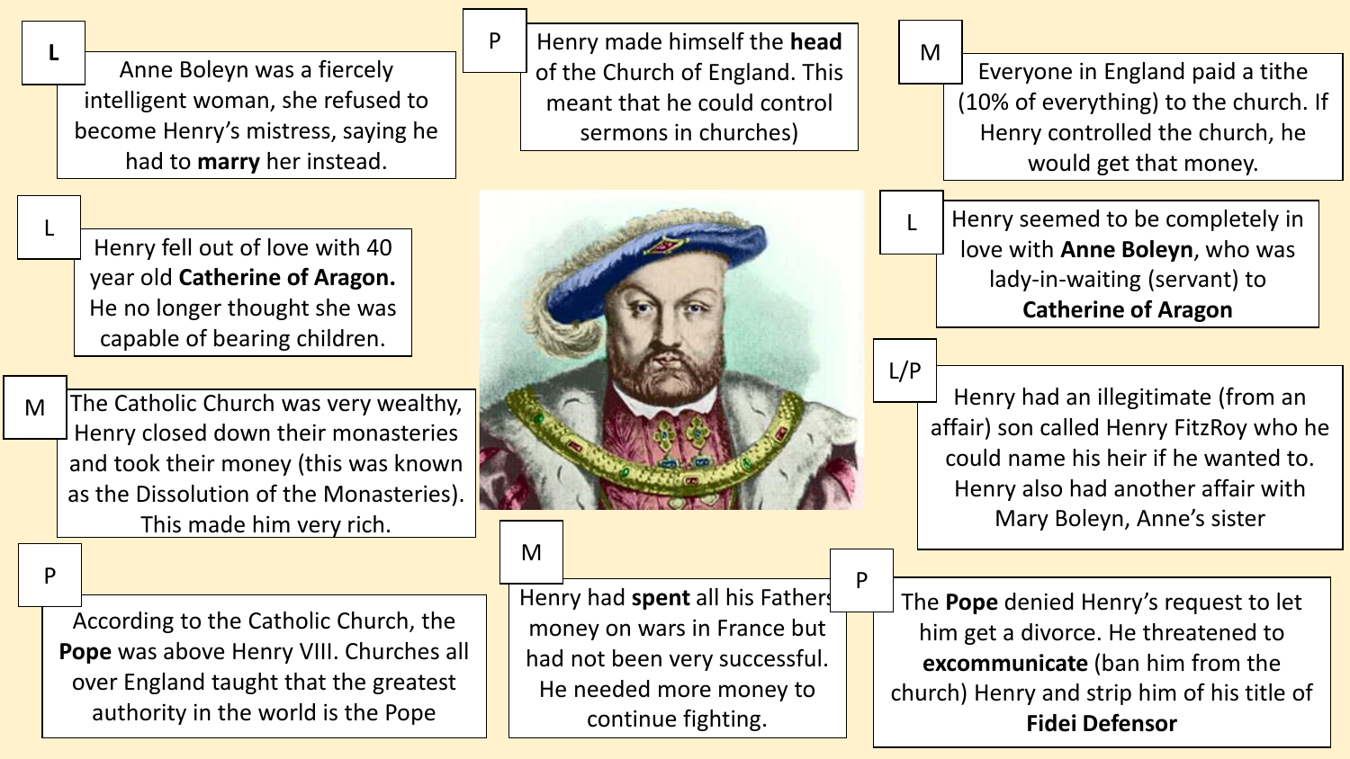**L** Anne Boleyn was a fiercely intelligent woman, she refused to become Henry's mistress, saying he had to **marry** her instead.

P Henry made himself the **head** of the Church of England. This meant that he could control sermons in churches)

M Everyone in England paid a tithe (10% of everything) to the church. If Henry controlled the church, he would get that money.

L Henry fell out of love with 40 year old **Catherine of Aragon.** He no longer thought she was capable of bearing children.

L Henry seemed to be completely in love with **Anne Boleyn**, who was lady-in-waiting (servant) to **Catherine of Aragon**

L/P Henry had an illegitimate (from an affair) son called Henry FitzRoy who he could name his heir if he wanted to. Henry also had another affair with Mary Boleyn, Anne's sister

M The Catholic Church was very wealthy, Henry closed down their monasteries and took their money (this was known as the Dissolution of the Monasteries). This made him very rich.

P According to the Catholic Church, the **Pope** was above Henry VIII. Churches all over England taught that the greatest authority in the world is the Pope

M Henry had **spent** all his Fathers money on wars in France but had not been very successful. He needed more money to continue fighting.

P The **Pope** denied Henry's request to let him get a divorce. He threatened to **excommunicate** (ban him from the church) Henry and strip him of his title of **Fidei Defensor**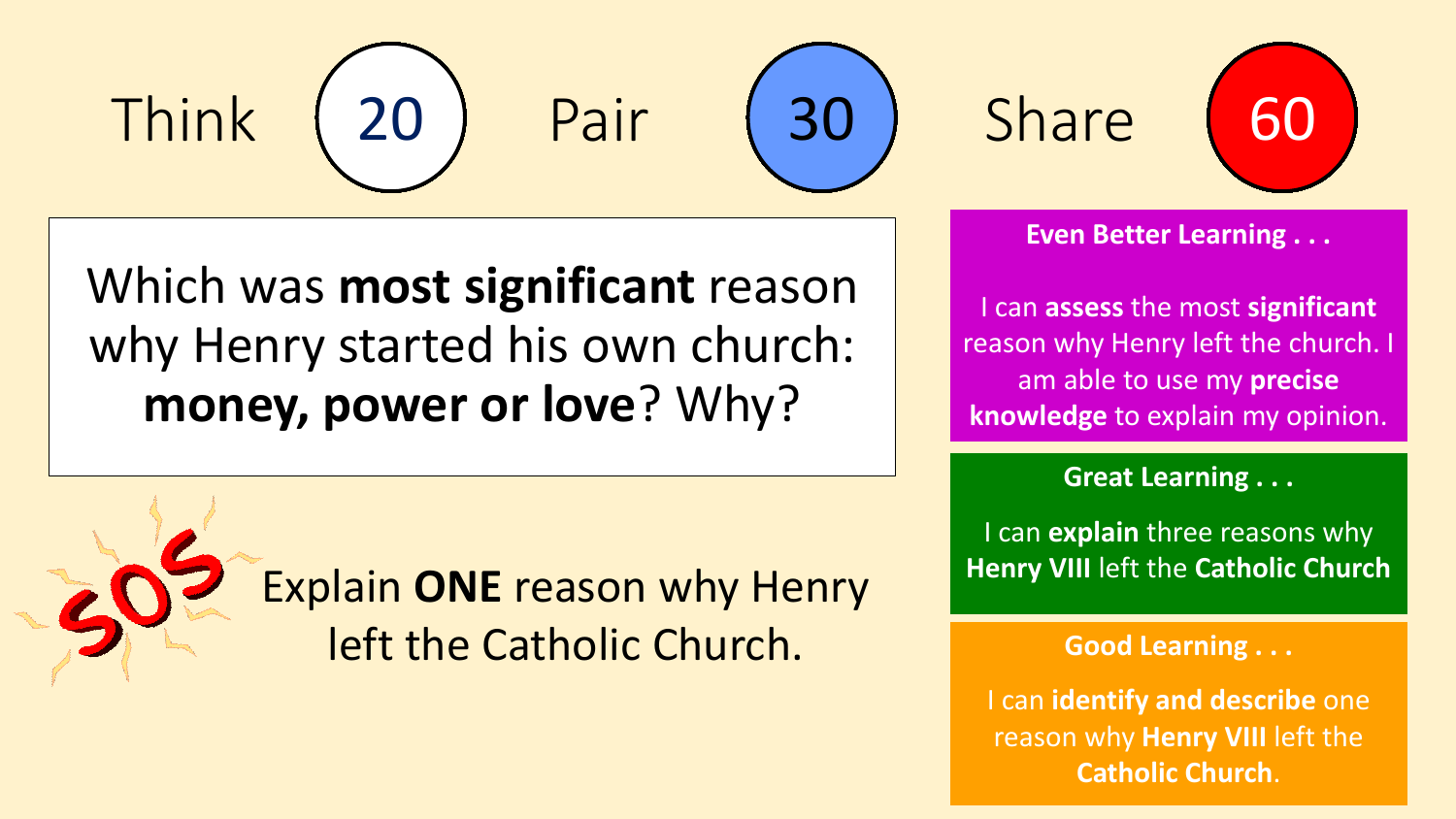Think 20 Pair 30 Share 60

Which was **most significant** reason why Henry started his own church: **money, power or love**? Why?

SOS

Explain **ONE** reason why Henry left the Catholic Church.

**Even Better Learning . . .**

I can **assess** the most **significant** reason why Henry left the church. I am able to use my **precise knowledge** to explain my opinion.

**Great Learning . . .**

I can **explain** three reasons why **Henry VIII** left the **Catholic Church**

**Good Learning . . .**

I can **identify and describe** one reason why **Henry VIII** left the **Catholic Church**.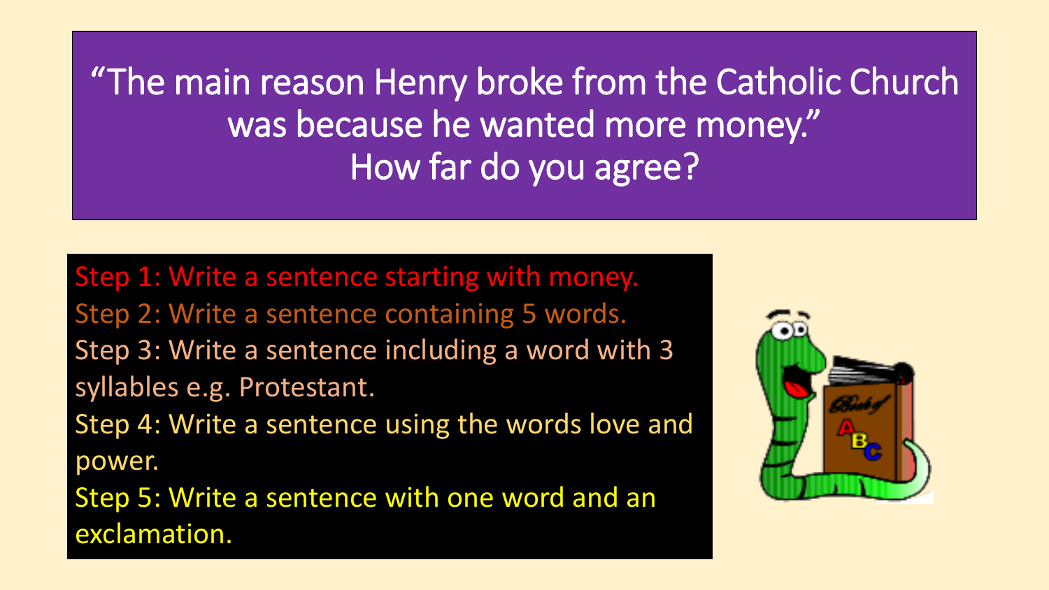# "The main reason Henry broke from the Catholic Church was because he wanted more money." How far do you agree?

Step 1: Write a sentence starting with money.

Step 2: Write a sentence containing 5 words.

Step 3: Write a sentence including a word with 3 syllables e.g. Protestant.

Step 4: Write a sentence using the words love and power.

Step 5: Write a sentence with one word and an exclamation.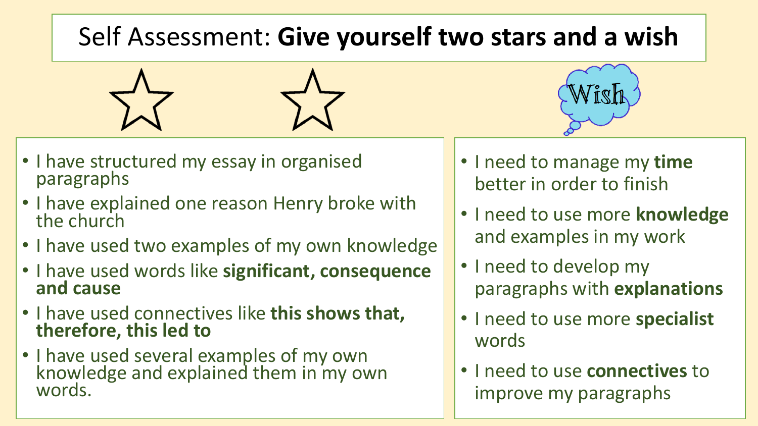# Self Assessment: **Give yourself two stars and a wish**

- I have structured my essay in organised paragraphs
- I have explained one reason Henry broke with the church
- I have used two examples of my own knowledge
- I have used words like **significant, consequence and cause**
- I have used connectives like **this shows that, therefore, this led to**
- I have used several examples of my own knowledge and explained them in my own words.

Wish

- I need to manage my **time** better in order to finish
- I need to use more **knowledge** and examples in my work
- I need to develop my paragraphs with **explanations**
- I need to use more **specialist** words
- I need to use **connectives** to improve my paragraphs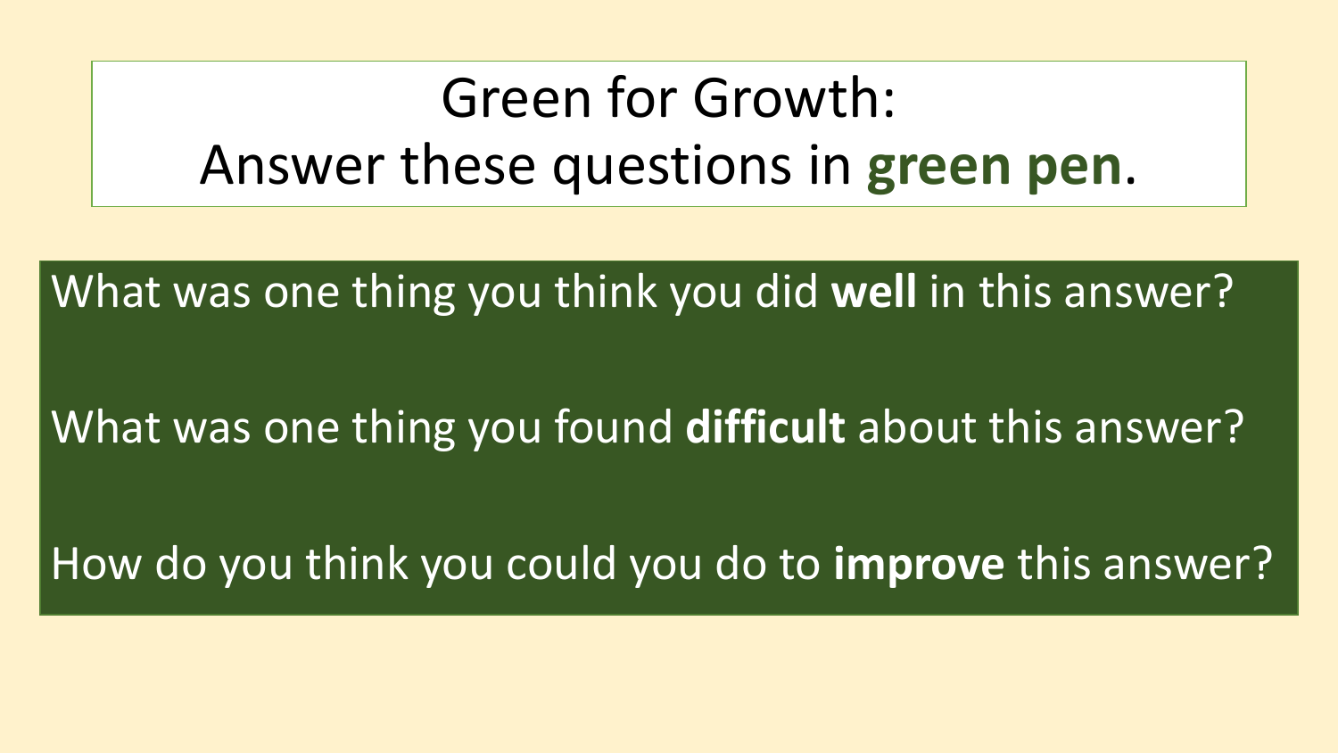# Green for Growth:
# Answer these questions in **green pen**.

What was one thing you think you did **well** in this answer?

What was one thing you found **difficult** about this answer?

How do you think you could you do to **improve** this answer?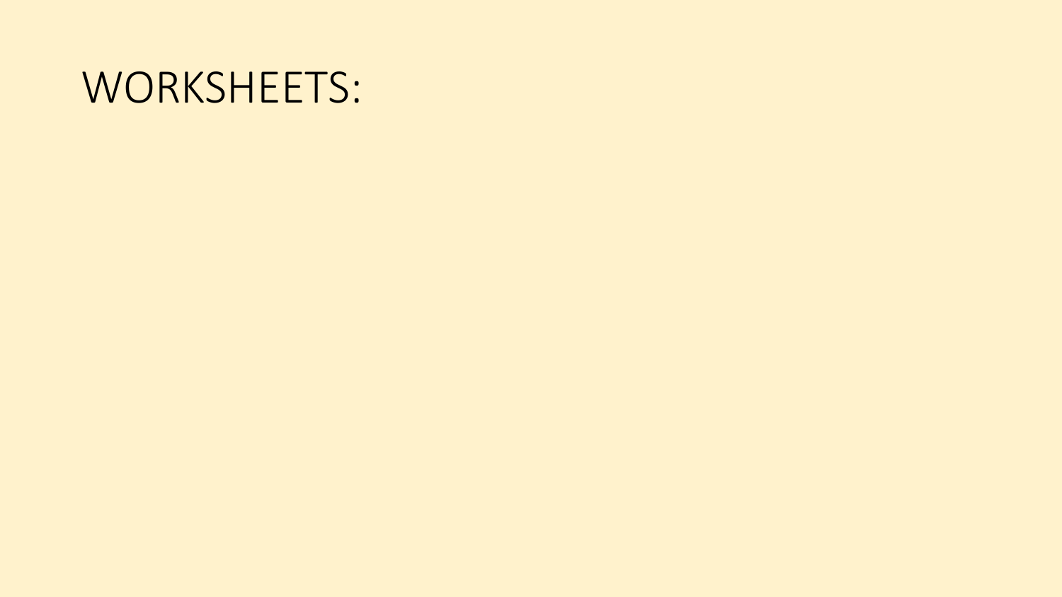# WORKSHEETS: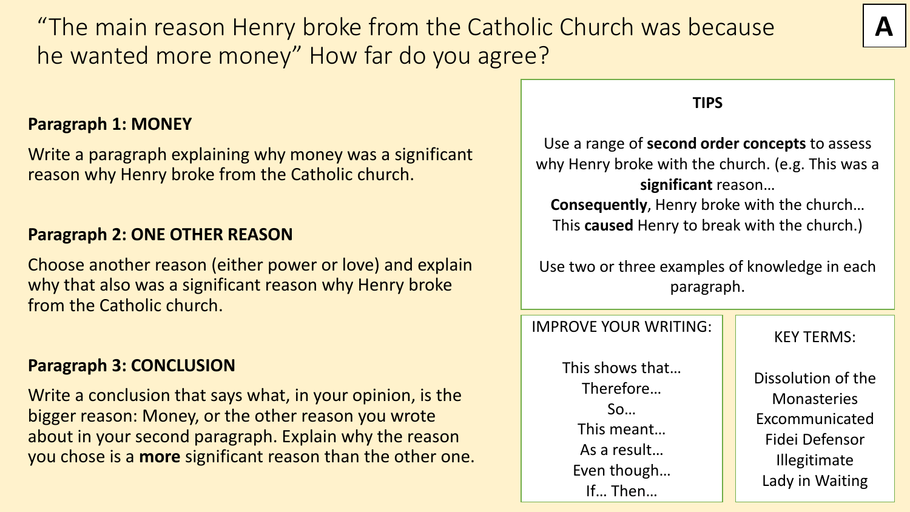# "The main reason Henry broke from the Catholic Church was because he wanted more money" How far do you agree?

**A**

**Paragraph 1: MONEY**

Write a paragraph explaining why money was a significant reason why Henry broke from the Catholic church.

**Paragraph 2: ONE OTHER REASON**

Choose another reason (either power or love) and explain why that also was a significant reason why Henry broke from the Catholic church.

**Paragraph 3: CONCLUSION**

Write a conclusion that says what, in your opinion, is the bigger reason: Money, or the other reason you wrote about in your second paragraph. Explain why the reason you chose is a **more** significant reason than the other one.

**TIPS**

Use a range of **second order concepts** to assess why Henry broke with the church. (e.g. This was a **significant** reason…
**Consequently**, Henry broke with the church…
This **caused** Henry to break with the church.)

Use two or three examples of knowledge in each paragraph.

IMPROVE YOUR WRITING:

This shows that…
Therefore…
So…
This meant…
As a result…
Even though…
If… Then…

KEY TERMS:

Dissolution of the Monasteries
Excommunicated
Fidei Defensor
Illegitimate
Lady in Waiting